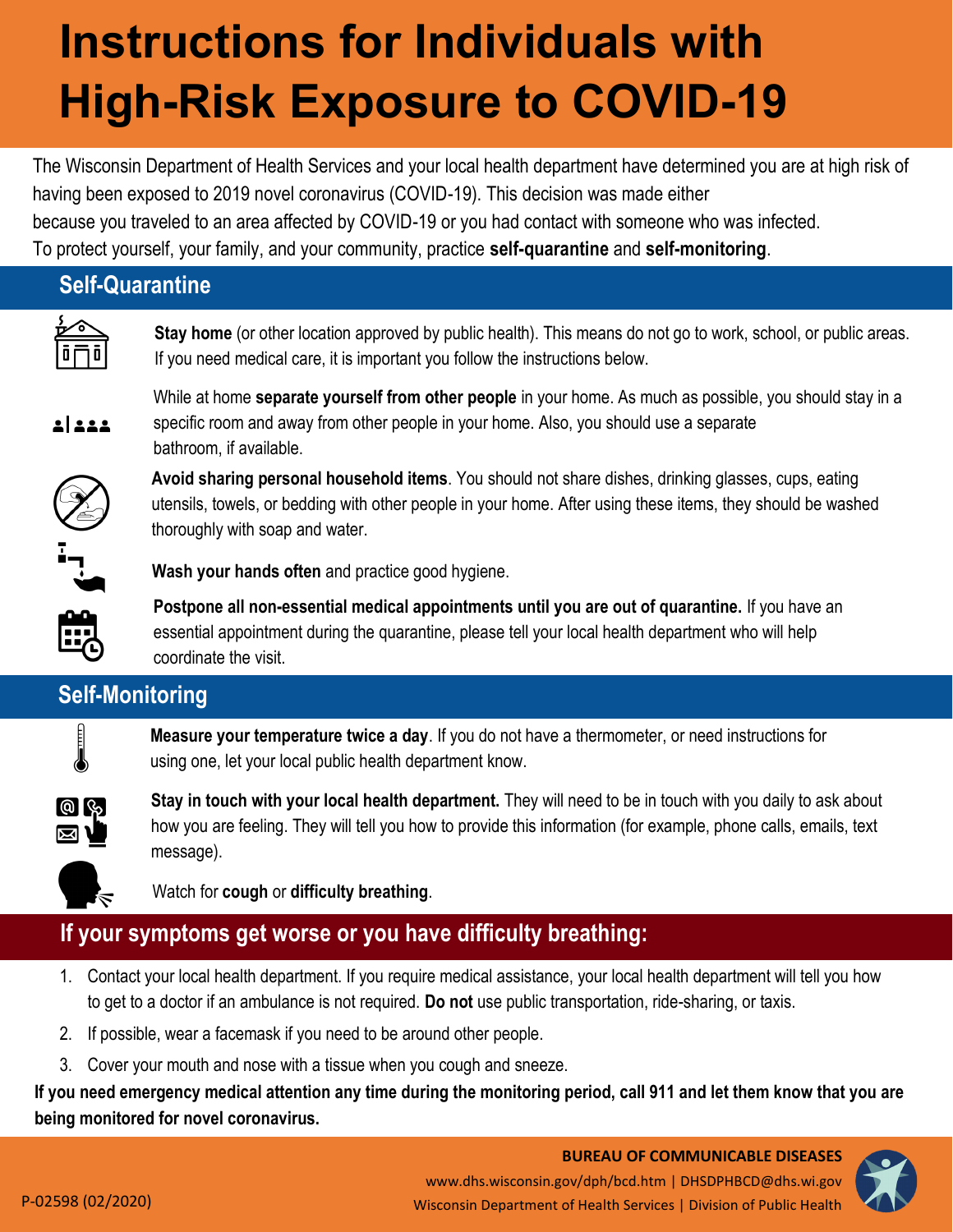# Instructions for Individuals with High-Risk Exposure to COVID-19

The Wisconsin Department of Health Services and your local health department have determined you are at high risk of having been exposed to 2019 novel coronavirus (COVID-19). This decision was made either because you traveled to an area affected by COVID-19 or you had contact with someone who was infected. To protect yourself, your family, and your community, practice **self-quarantine** and **self-monitoring**.

## Self-Quarantine

**Stay home** (or other location approved by public health). This means do not go to work, school, or public areas. If you need medical care, it is important you follow the instructions below.

While at home **separate yourself from other people** in your home. As much as possible, you should stay in a specific room and away from other people in your home. Also, you should use a separate bathroom, if available.

**Avoid sharing personal household items**. You should not share dishes, drinking glasses, cups, eating utensils, towels, or bedding with other people in your home. After using these items, they should be washed thoroughly with soap and water.

**Wash your hands often** and practice good hygiene.

**Postpone all non-essential medical appointments until you are out of quarantine.** If you have an essential appointment during the quarantine, please tell your local health department who will help coordinate the visit.

## Self-Monitoring

**Measure your temperature twice a day**. If you do not have a thermometer, or need instructions for using one, let your local public health department know.

**Stay in touch with your local health department.** They will need to be in touch with you daily to ask about how you are feeling. They will tell you how to provide this information (for example, phone calls, emails, text message).

Watch for **cough** or **difficulty breathing**.

## If your symptoms get worse or you have difficulty breathing:

1. Contact your local health department. If you require medical assistance, your local health department will tell you how to get to a doctor if an ambulance is not required. **Do not** use public transportation, ride-sharing, or taxis.
2. If possible, wear a facemask if you need to be around other people.
3. Cover your mouth and nose with a tissue when you cough and sneeze.

**If you need emergency medical attention any time during the monitoring period, call 911 and let them know that you are being monitored for novel coronavirus.**

**BUREAU OF COMMUNICABLE DISEASES**

www.dhs.wisconsin.gov/dph/bcd.htm | DHSDPHBCD@dhs.wi.gov

Wisconsin Department of Health Services | Division of Public Health

P-02598 (02/2020)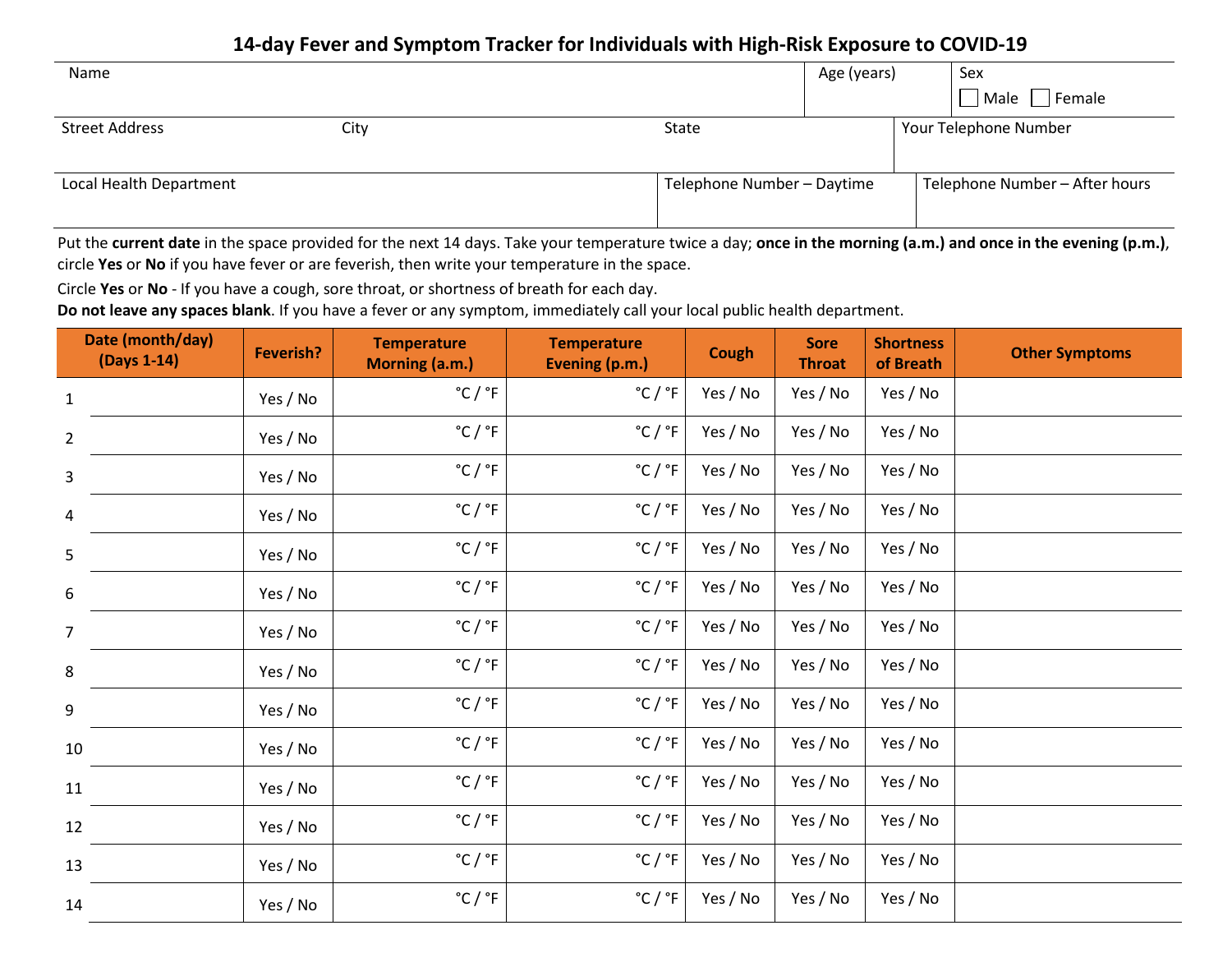# 14-day Fever and Symptom Tracker for Individuals with High-Risk Exposure to COVID-19

| Name | | Age (years) | Sex ☐ Male ☐ Female |
|---|---|---|---|
| Street Address | City | State | Your Telephone Number |
| Local Health Department | | Telephone Number – Daytime | Telephone Number – After hours |

Put the **current date** in the space provided for the next 14 days. Take your temperature twice a day; **once in the morning (a.m.) and once in the evening (p.m.)**, circle **Yes** or **No** if you have fever or are feverish, then write your temperature in the space.

Circle **Yes** or **No** - If you have a cough, sore throat, or shortness of breath for each day.

**Do not leave any spaces blank**. If you have a fever or any symptom, immediately call your local public health department.

| Date (month/day) (Days 1-14) | Feverish? | Temperature Morning (a.m.) | Temperature Evening (p.m.) | Cough | Sore Throat | Shortness of Breath | Other Symptoms |
|---|---|---|---|---|---|---|---|
| 1 | Yes / No | °C / °F | °C / °F | Yes / No | Yes / No | Yes / No | |
| 2 | Yes / No | °C / °F | °C / °F | Yes / No | Yes / No | Yes / No | |
| 3 | Yes / No | °C / °F | °C / °F | Yes / No | Yes / No | Yes / No | |
| 4 | Yes / No | °C / °F | °C / °F | Yes / No | Yes / No | Yes / No | |
| 5 | Yes / No | °C / °F | °C / °F | Yes / No | Yes / No | Yes / No | |
| 6 | Yes / No | °C / °F | °C / °F | Yes / No | Yes / No | Yes / No | |
| 7 | Yes / No | °C / °F | °C / °F | Yes / No | Yes / No | Yes / No | |
| 8 | Yes / No | °C / °F | °C / °F | Yes / No | Yes / No | Yes / No | |
| 9 | Yes / No | °C / °F | °C / °F | Yes / No | Yes / No | Yes / No | |
| 10 | Yes / No | °C / °F | °C / °F | Yes / No | Yes / No | Yes / No | |
| 11 | Yes / No | °C / °F | °C / °F | Yes / No | Yes / No | Yes / No | |
| 12 | Yes / No | °C / °F | °C / °F | Yes / No | Yes / No | Yes / No | |
| 13 | Yes / No | °C / °F | °C / °F | Yes / No | Yes / No | Yes / No | |
| 14 | Yes / No | °C / °F | °C / °F | Yes / No | Yes / No | Yes / No | |